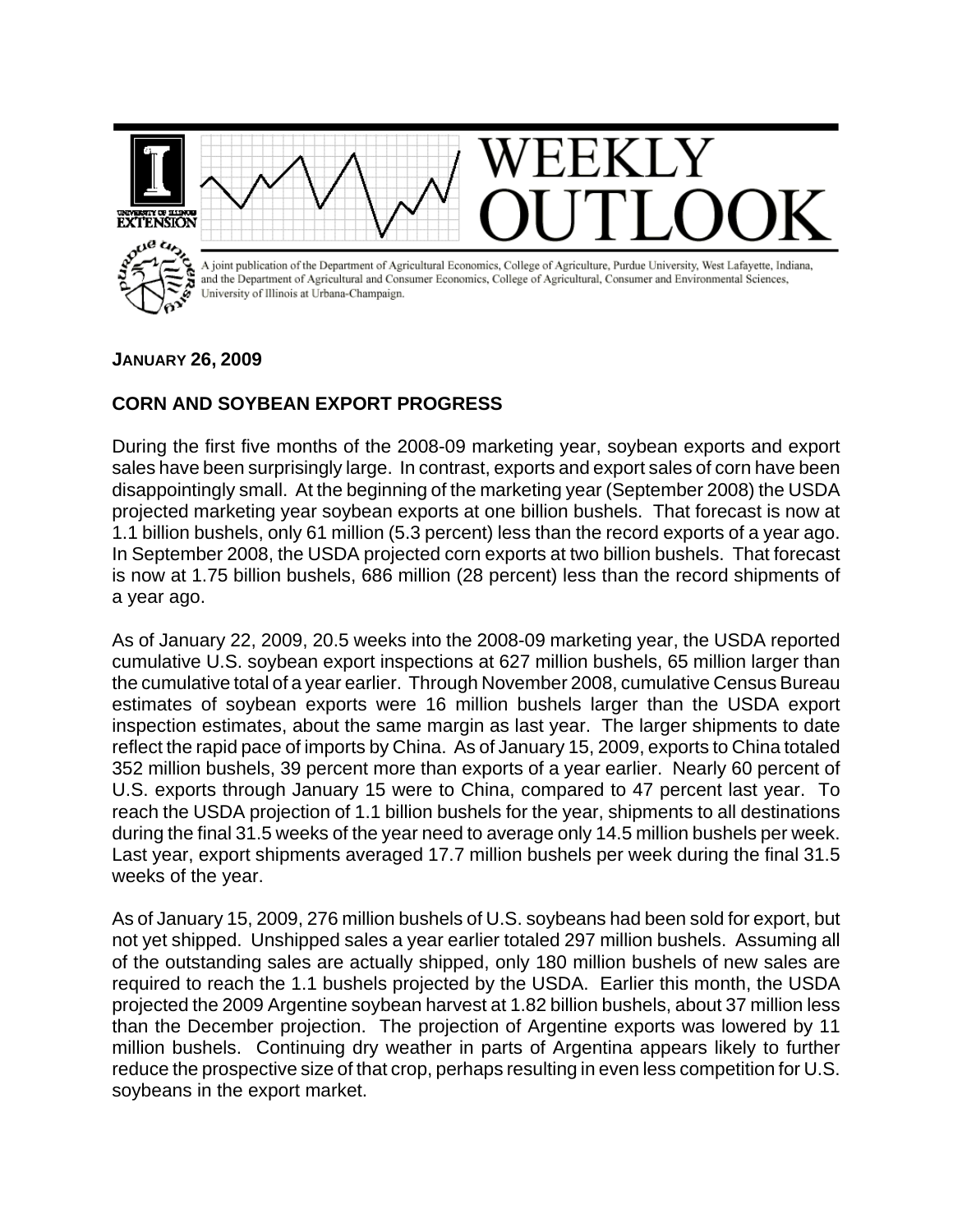WEEKLY OUTLOOK

A joint publication of the Department of Agricultural Economics, College of Agriculture, Purdue University, West Lafayette, Indiana, and the Department of Agricultural and Consumer Economics, College of Agricultural, Consumer and Environmental Sciences, University of Illinois at Urbana-Champaign.

**JANUARY 26, 2009**

## CORN AND SOYBEAN EXPORT PROGRESS

During the first five months of the 2008-09 marketing year, soybean exports and export sales have been surprisingly large. In contrast, exports and export sales of corn have been disappointingly small. At the beginning of the marketing year (September 2008) the USDA projected marketing year soybean exports at one billion bushels. That forecast is now at 1.1 billion bushels, only 61 million (5.3 percent) less than the record exports of a year ago. In September 2008, the USDA projected corn exports at two billion bushels. That forecast is now at 1.75 billion bushels, 686 million (28 percent) less than the record shipments of a year ago.

As of January 22, 2009, 20.5 weeks into the 2008-09 marketing year, the USDA reported cumulative U.S. soybean export inspections at 627 million bushels, 65 million larger than the cumulative total of a year earlier. Through November 2008, cumulative Census Bureau estimates of soybean exports were 16 million bushels larger than the USDA export inspection estimates, about the same margin as last year. The larger shipments to date reflect the rapid pace of imports by China. As of January 15, 2009, exports to China totaled 352 million bushels, 39 percent more than exports of a year earlier. Nearly 60 percent of U.S. exports through January 15 were to China, compared to 47 percent last year. To reach the USDA projection of 1.1 billion bushels for the year, shipments to all destinations during the final 31.5 weeks of the year need to average only 14.5 million bushels per week. Last year, export shipments averaged 17.7 million bushels per week during the final 31.5 weeks of the year.

As of January 15, 2009, 276 million bushels of U.S. soybeans had been sold for export, but not yet shipped. Unshipped sales a year earlier totaled 297 million bushels. Assuming all of the outstanding sales are actually shipped, only 180 million bushels of new sales are required to reach the 1.1 bushels projected by the USDA. Earlier this month, the USDA projected the 2009 Argentine soybean harvest at 1.82 billion bushels, about 37 million less than the December projection. The projection of Argentine exports was lowered by 11 million bushels. Continuing dry weather in parts of Argentina appears likely to further reduce the prospective size of that crop, perhaps resulting in even less competition for U.S. soybeans in the export market.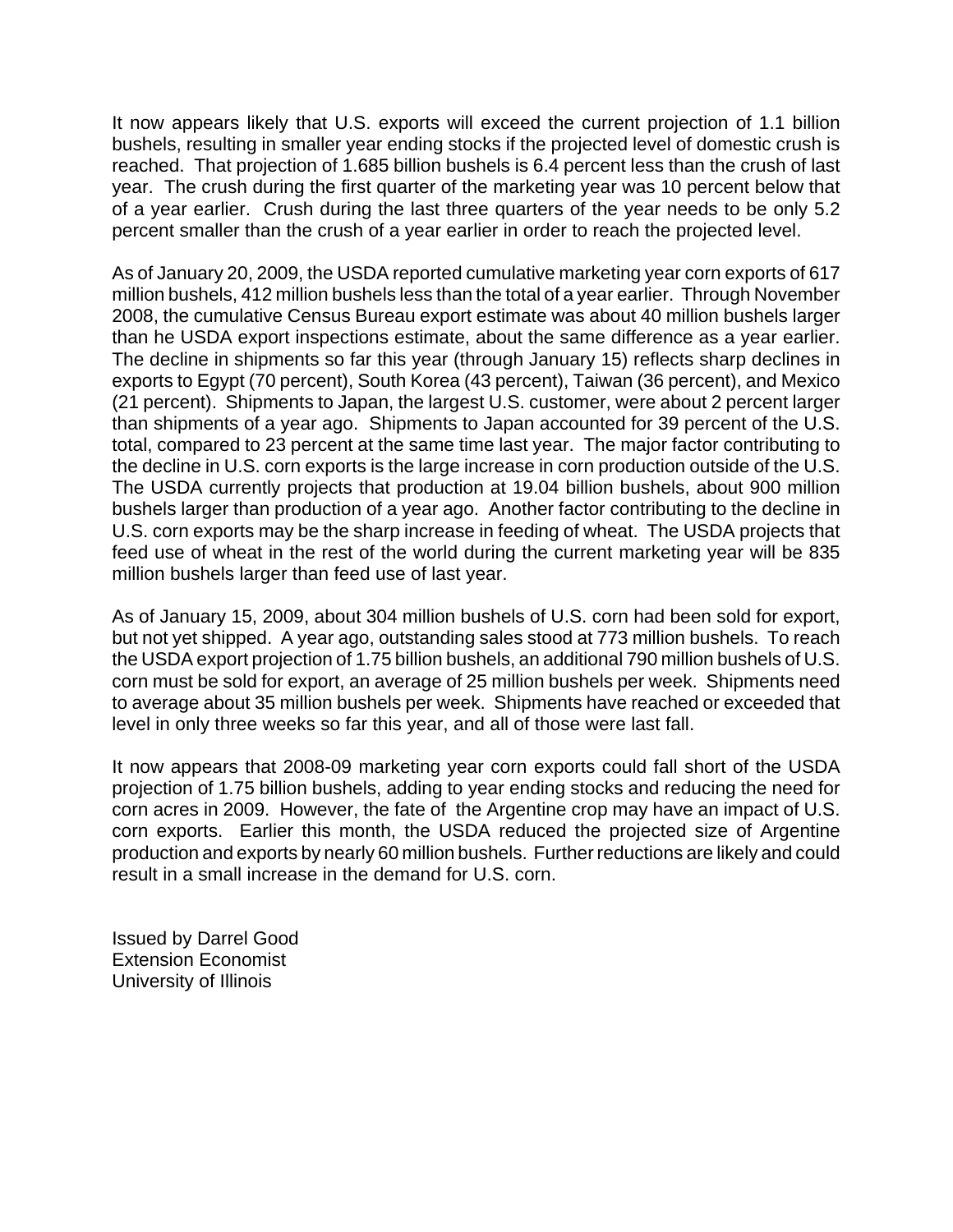It now appears likely that U.S. exports will exceed the current projection of 1.1 billion bushels, resulting in smaller year ending stocks if the projected level of domestic crush is reached. That projection of 1.685 billion bushels is 6.4 percent less than the crush of last year. The crush during the first quarter of the marketing year was 10 percent below that of a year earlier. Crush during the last three quarters of the year needs to be only 5.2 percent smaller than the crush of a year earlier in order to reach the projected level.

As of January 20, 2009, the USDA reported cumulative marketing year corn exports of 617 million bushels, 412 million bushels less than the total of a year earlier. Through November 2008, the cumulative Census Bureau export estimate was about 40 million bushels larger than he USDA export inspections estimate, about the same difference as a year earlier. The decline in shipments so far this year (through January 15) reflects sharp declines in exports to Egypt (70 percent), South Korea (43 percent), Taiwan (36 percent), and Mexico (21 percent). Shipments to Japan, the largest U.S. customer, were about 2 percent larger than shipments of a year ago. Shipments to Japan accounted for 39 percent of the U.S. total, compared to 23 percent at the same time last year. The major factor contributing to the decline in U.S. corn exports is the large increase in corn production outside of the U.S. The USDA currently projects that production at 19.04 billion bushels, about 900 million bushels larger than production of a year ago. Another factor contributing to the decline in U.S. corn exports may be the sharp increase in feeding of wheat. The USDA projects that feed use of wheat in the rest of the world during the current marketing year will be 835 million bushels larger than feed use of last year.

As of January 15, 2009, about 304 million bushels of U.S. corn had been sold for export, but not yet shipped. A year ago, outstanding sales stood at 773 million bushels. To reach the USDA export projection of 1.75 billion bushels, an additional 790 million bushels of U.S. corn must be sold for export, an average of 25 million bushels per week. Shipments need to average about 35 million bushels per week. Shipments have reached or exceeded that level in only three weeks so far this year, and all of those were last fall.

It now appears that 2008-09 marketing year corn exports could fall short of the USDA projection of 1.75 billion bushels, adding to year ending stocks and reducing the need for corn acres in 2009. However, the fate of the Argentine crop may have an impact of U.S. corn exports. Earlier this month, the USDA reduced the projected size of Argentine production and exports by nearly 60 million bushels. Further reductions are likely and could result in a small increase in the demand for U.S. corn.

Issued by Darrel Good  
Extension Economist  
University of Illinois